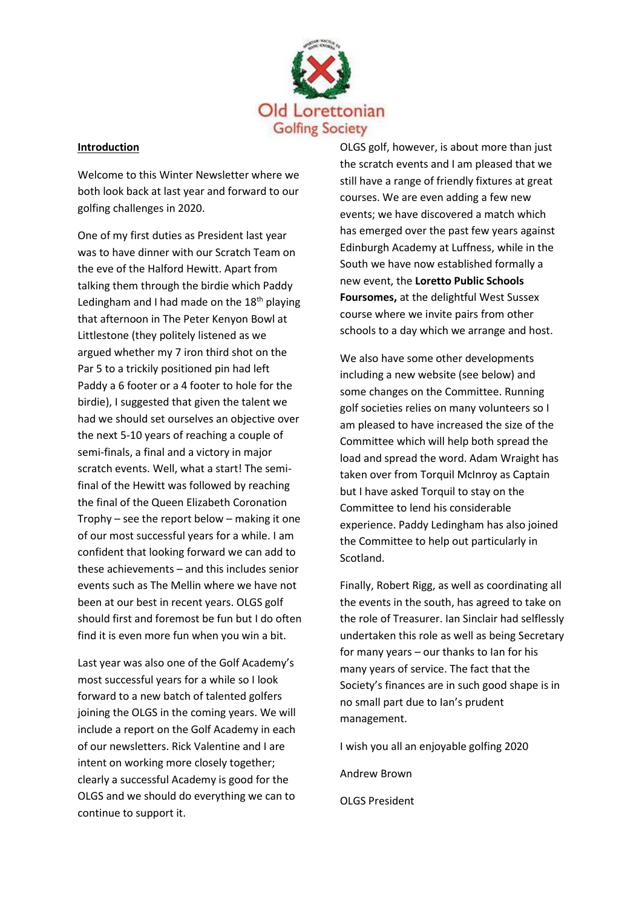Old Lorettonian Golfing Society

## Introduction

Welcome to this Winter Newsletter where we both look back at last year and forward to our golfing challenges in 2020.

One of my first duties as President last year was to have dinner with our Scratch Team on the eve of the Halford Hewitt. Apart from talking them through the birdie which Paddy Ledingham and I had made on the 18th playing that afternoon in The Peter Kenyon Bowl at Littlestone (they politely listened as we argued whether my 7 iron third shot on the Par 5 to a trickily positioned pin had left Paddy a 6 footer or a 4 footer to hole for the birdie), I suggested that given the talent we had we should set ourselves an objective over the next 5-10 years of reaching a couple of semi-finals, a final and a victory in major scratch events. Well, what a start! The semi-final of the Hewitt was followed by reaching the final of the Queen Elizabeth Coronation Trophy – see the report below – making it one of our most successful years for a while. I am confident that looking forward we can add to these achievements – and this includes senior events such as The Mellin where we have not been at our best in recent years. OLGS golf should first and foremost be fun but I do often find it is even more fun when you win a bit.

Last year was also one of the Golf Academy's most successful years for a while so I look forward to a new batch of talented golfers joining the OLGS in the coming years. We will include a report on the Golf Academy in each of our newsletters. Rick Valentine and I are intent on working more closely together; clearly a successful Academy is good for the OLGS and we should do everything we can to continue to support it.

OLGS golf, however, is about more than just the scratch events and I am pleased that we still have a range of friendly fixtures at great courses. We are even adding a few new events; we have discovered a match which has emerged over the past few years against Edinburgh Academy at Luffness, while in the South we have now established formally a new event, the **Loretto Public Schools Foursomes,** at the delightful West Sussex course where we invite pairs from other schools to a day which we arrange and host.

We also have some other developments including a new website (see below) and some changes on the Committee. Running golf societies relies on many volunteers so I am pleased to have increased the size of the Committee which will help both spread the load and spread the word. Adam Wraight has taken over from Torquil McInroy as Captain but I have asked Torquil to stay on the Committee to lend his considerable experience. Paddy Ledingham has also joined the Committee to help out particularly in Scotland.

Finally, Robert Rigg, as well as coordinating all the events in the south, has agreed to take on the role of Treasurer. Ian Sinclair had selflessly undertaken this role as well as being Secretary for many years – our thanks to Ian for his many years of service. The fact that the Society's finances are in such good shape is in no small part due to Ian's prudent management.

I wish you all an enjoyable golfing 2020

Andrew Brown

OLGS President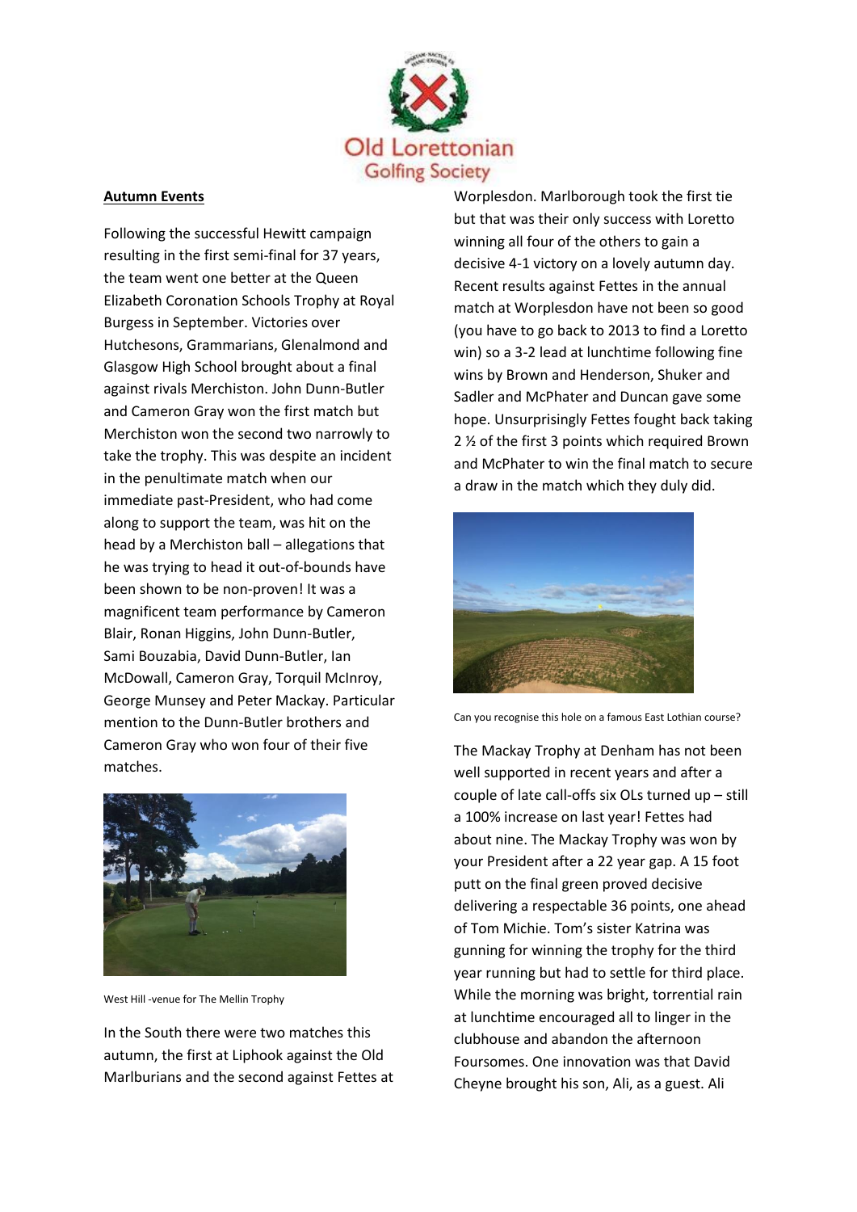## Autumn Events

Following the successful Hewitt campaign resulting in the first semi-final for 37 years, the team went one better at the Queen Elizabeth Coronation Schools Trophy at Royal Burgess in September. Victories over Hutchesons, Grammarians, Glenalmond and Glasgow High School brought about a final against rivals Merchiston. John Dunn-Butler and Cameron Gray won the first match but Merchiston won the second two narrowly to take the trophy. This was despite an incident in the penultimate match when our immediate past-President, who had come along to support the team, was hit on the head by a Merchiston ball – allegations that he was trying to head it out-of-bounds have been shown to be non-proven! It was a magnificent team performance by Cameron Blair, Ronan Higgins, John Dunn-Butler, Sami Bouzabia, David Dunn-Butler, Ian McDowall, Cameron Gray, Torquil McInroy, George Munsey and Peter Mackay. Particular mention to the Dunn-Butler brothers and Cameron Gray who won four of their five matches.

West Hill -venue for The Mellin Trophy

In the South there were two matches this autumn, the first at Liphook against the Old Marlburians and the second against Fettes at Worplesdon. Marlborough took the first tie but that was their only success with Loretto winning all four of the others to gain a decisive 4-1 victory on a lovely autumn day. Recent results against Fettes in the annual match at Worplesdon have not been so good (you have to go back to 2013 to find a Loretto win) so a 3-2 lead at lunchtime following fine wins by Brown and Henderson, Shuker and Sadler and McPhater and Duncan gave some hope. Unsurprisingly Fettes fought back taking 2 ½ of the first 3 points which required Brown and McPhater to win the final match to secure a draw in the match which they duly did.

Can you recognise this hole on a famous East Lothian course?

The Mackay Trophy at Denham has not been well supported in recent years and after a couple of late call-offs six OLs turned up – still a 100% increase on last year! Fettes had about nine. The Mackay Trophy was won by your President after a 22 year gap. A 15 foot putt on the final green proved decisive delivering a respectable 36 points, one ahead of Tom Michie. Tom's sister Katrina was gunning for winning the trophy for the third year running but had to settle for third place. While the morning was bright, torrential rain at lunchtime encouraged all to linger in the clubhouse and abandon the afternoon Foursomes. One innovation was that David Cheyne brought his son, Ali, as a guest. Ali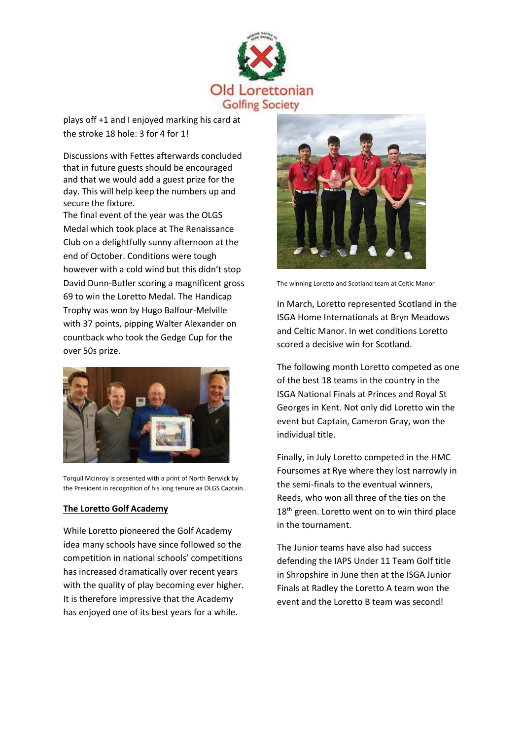plays off +1 and I enjoyed marking his card at the stroke 18 hole: 3 for 4 for 1!

Discussions with Fettes afterwards concluded that in future guests should be encouraged and that we would add a guest prize for the day. This will help keep the numbers up and secure the fixture.

The final event of the year was the OLGS Medal which took place at The Renaissance Club on a delightfully sunny afternoon at the end of October. Conditions were tough however with a cold wind but this didn't stop David Dunn-Butler scoring a magnificent gross 69 to win the Loretto Medal. The Handicap Trophy was won by Hugo Balfour-Melville with 37 points, pipping Walter Alexander on countback who took the Gedge Cup for the over 50s prize.

Torquil McInroy is presented with a print of North Berwick by the President in recognition of his long tenure aa OLGS Captain.

## The Loretto Golf Academy

While Loretto pioneered the Golf Academy idea many schools have since followed so the competition in national schools' competitions has increased dramatically over recent years with the quality of play becoming ever higher. It is therefore impressive that the Academy has enjoyed one of its best years for a while.

The winning Loretto and Scotland team at Celtic Manor

In March, Loretto represented Scotland in the ISGA Home Internationals at Bryn Meadows and Celtic Manor. In wet conditions Loretto scored a decisive win for Scotland.

The following month Loretto competed as one of the best 18 teams in the country in the ISGA National Finals at Princes and Royal St Georges in Kent. Not only did Loretto win the event but Captain, Cameron Gray, won the individual title.

Finally, in July Loretto competed in the HMC Foursomes at Rye where they lost narrowly in the semi-finals to the eventual winners, Reeds, who won all three of the ties on the 18th green. Loretto went on to win third place in the tournament.

The Junior teams have also had success defending the IAPS Under 11 Team Golf title in Shropshire in June then at the ISGA Junior Finals at Radley the Loretto A team won the event and the Loretto B team was second!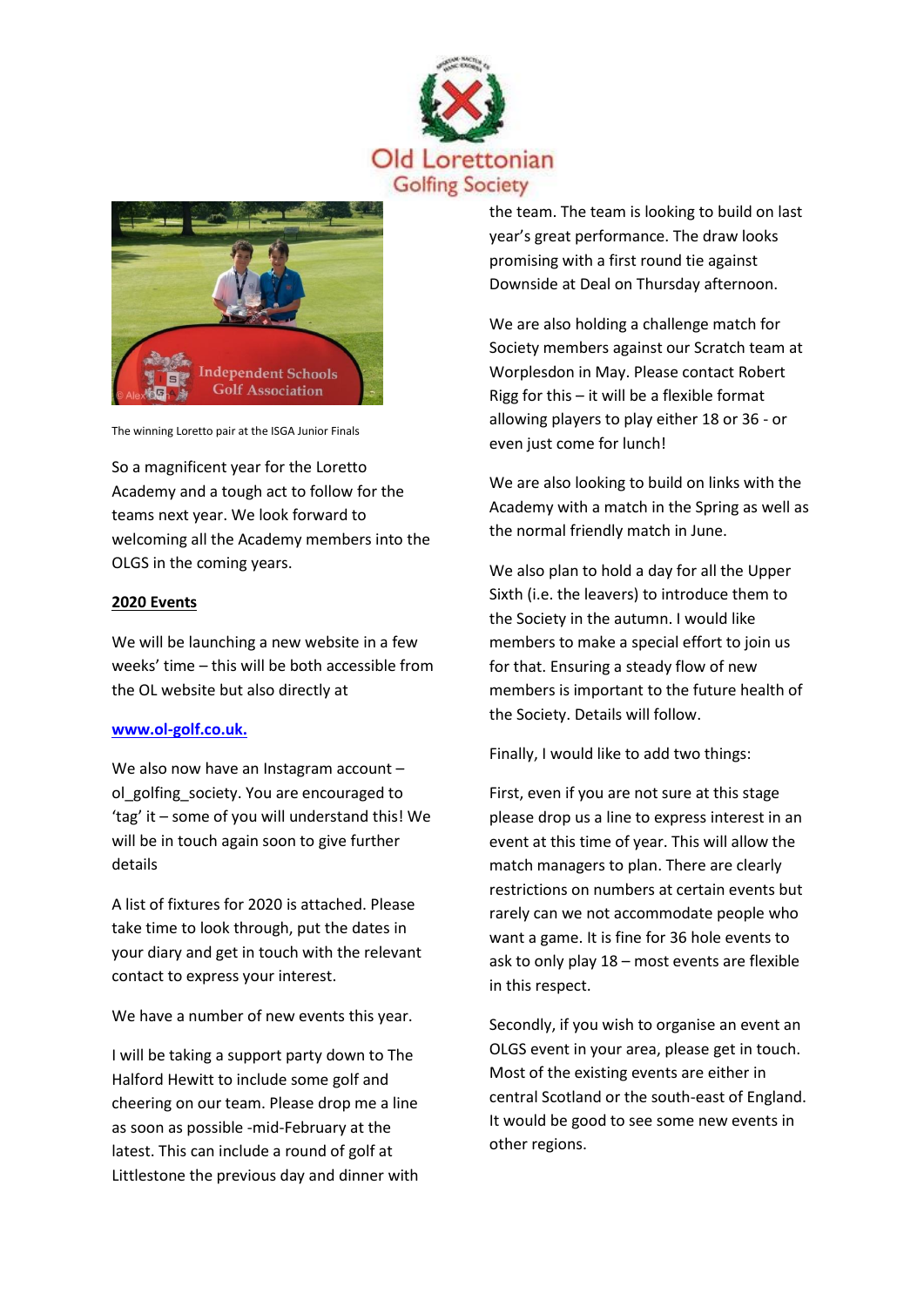The winning Loretto pair at the ISGA Junior Finals

So a magnificent year for the Loretto Academy and a tough act to follow for the teams next year. We look forward to welcoming all the Academy members into the OLGS in the coming years.

## 2020 Events

We will be launching a new website in a few weeks' time – this will be both accessible from the OL website but also directly at

**www.ol-golf.co.uk.**

We also now have an Instagram account – ol_golfing_society. You are encouraged to 'tag' it – some of you will understand this! We will be in touch again soon to give further details

A list of fixtures for 2020 is attached. Please take time to look through, put the dates in your diary and get in touch with the relevant contact to express your interest.

We have a number of new events this year.

I will be taking a support party down to The Halford Hewitt to include some golf and cheering on our team. Please drop me a line as soon as possible -mid-February at the latest. This can include a round of golf at Littlestone the previous day and dinner with the team. The team is looking to build on last year's great performance. The draw looks promising with a first round tie against Downside at Deal on Thursday afternoon.

We are also holding a challenge match for Society members against our Scratch team at Worplesdon in May. Please contact Robert Rigg for this – it will be a flexible format allowing players to play either 18 or 36 - or even just come for lunch!

We are also looking to build on links with the Academy with a match in the Spring as well as the normal friendly match in June.

We also plan to hold a day for all the Upper Sixth (i.e. the leavers) to introduce them to the Society in the autumn. I would like members to make a special effort to join us for that. Ensuring a steady flow of new members is important to the future health of the Society. Details will follow.

Finally, I would like to add two things:

First, even if you are not sure at this stage please drop us a line to express interest in an event at this time of year. This will allow the match managers to plan. There are clearly restrictions on numbers at certain events but rarely can we not accommodate people who want a game. It is fine for 36 hole events to ask to only play 18 – most events are flexible in this respect.

Secondly, if you wish to organise an event an OLGS event in your area, please get in touch. Most of the existing events are either in central Scotland or the south-east of England. It would be good to see some new events in other regions.